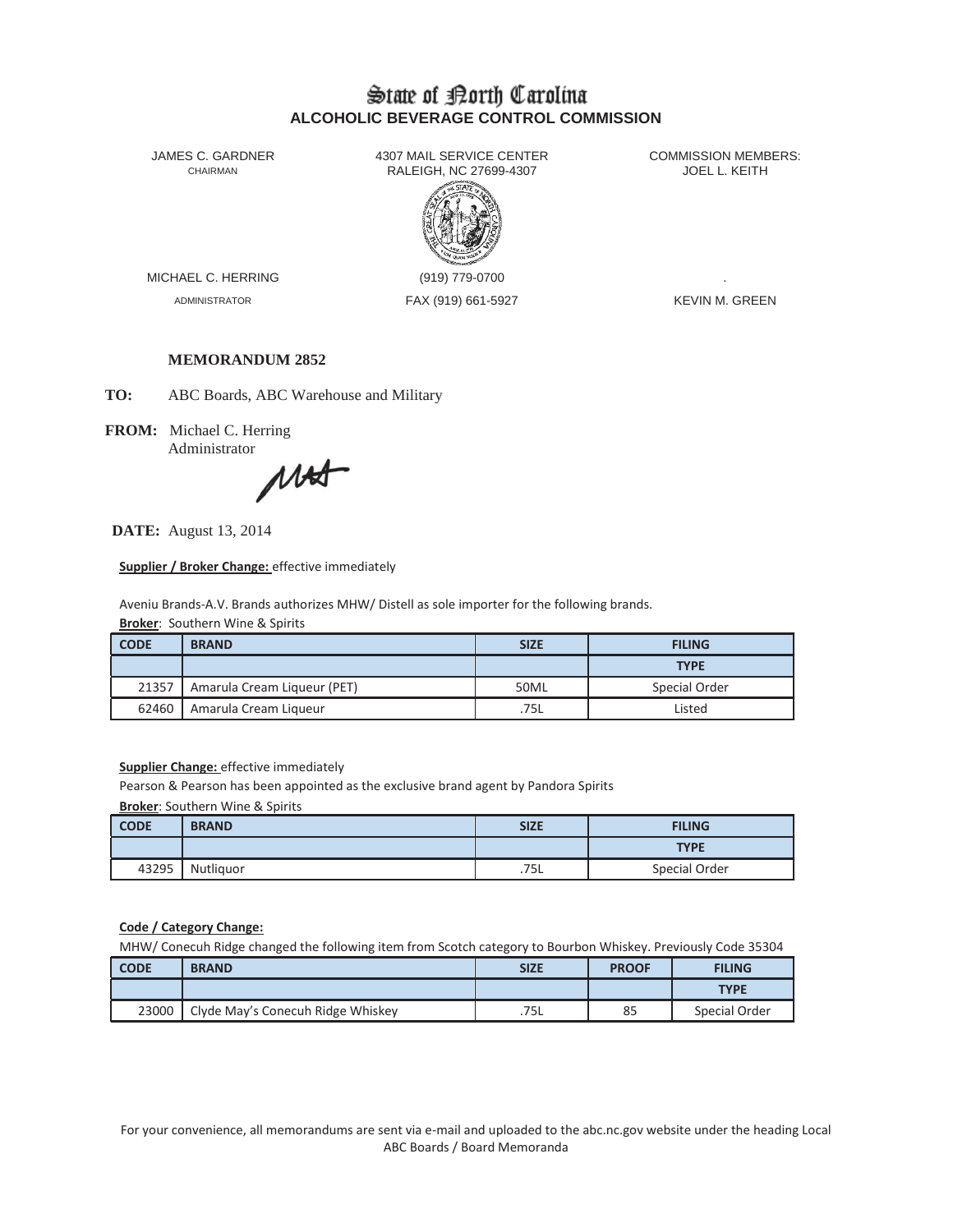# State of North Carolina

## ALCOHOLIC BEVERAGE CONTROL COMMISSION

JAMES C. GARDNER
CHAIRMAN

4307 MAIL SERVICE CENTER
RALEIGH, NC 27699-4307

COMMISSION MEMBERS:
JOEL L. KEITH

MICHAEL C. HERRING
ADMINISTRATOR

(919) 779-0700
FAX (919) 661-5927

.
KEVIN M. GREEN

**MEMORANDUM 2852**

**TO:** ABC Boards, ABC Warehouse and Military

**FROM:** Michael C. Herring
Administrator

**DATE:** August 13, 2014

**Supplier / Broker Change:** effective immediately

Aveniu Brands-A.V. Brands authorizes MHW/ Distell as sole importer for the following brands.

**Broker**: Southern Wine & Spirits

| CODE | BRAND | SIZE | FILING |
|---|---|---|---|
| | | | TYPE |
| 21357 | Amarula Cream Liqueur (PET) | 50ML | Special Order |
| 62460 | Amarula Cream Liqueur | .75L | Listed |

**Supplier Change:** effective immediately

Pearson & Pearson has been appointed as the exclusive brand agent by Pandora Spirits

**Broker**: Southern Wine & Spirits

| CODE | BRAND | SIZE | FILING |
|---|---|---|---|
| | | | TYPE |
| 43295 | Nutliquor | .75L | Special Order |

**Code / Category Change:**

MHW/ Conecuh Ridge changed the following item from Scotch category to Bourbon Whiskey. Previously Code 35304

| CODE | BRAND | SIZE | PROOF | FILING |
|---|---|---|---|---|
| | | | | TYPE |
| 23000 | Clyde May's Conecuh Ridge Whiskey | .75L | 85 | Special Order |

For your convenience, all memorandums are sent via e-mail and uploaded to the abc.nc.gov website under the heading Local ABC Boards / Board Memoranda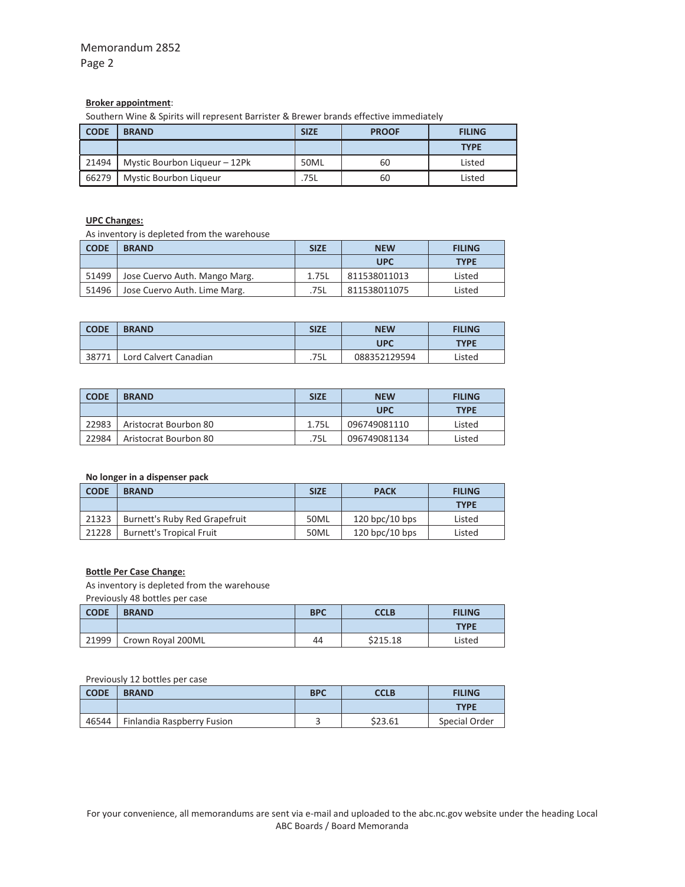**Broker appointment**:

Southern Wine & Spirits will represent Barrister & Brewer brands effective immediately

| CODE | BRAND | SIZE | PROOF | FILING TYPE |
|---|---|---|---|---|
| 21494 | Mystic Bourbon Liqueur – 12Pk | 50ML | 60 | Listed |
| 66279 | Mystic Bourbon Liqueur | .75L | 60 | Listed |

**UPC Changes:**

As inventory is depleted from the warehouse

| CODE | BRAND | SIZE | NEW UPC | FILING TYPE |
|---|---|---|---|---|
| 51499 | Jose Cuervo Auth. Mango Marg. | 1.75L | 811538011013 | Listed |
| 51496 | Jose Cuervo Auth. Lime Marg. | .75L | 811538011075 | Listed |

| CODE | BRAND | SIZE | NEW UPC | FILING TYPE |
|---|---|---|---|---|
| 38771 | Lord Calvert Canadian | .75L | 088352129594 | Listed |

| CODE | BRAND | SIZE | NEW UPC | FILING TYPE |
|---|---|---|---|---|
| 22983 | Aristocrat Bourbon 80 | 1.75L | 096749081110 | Listed |
| 22984 | Aristocrat Bourbon 80 | .75L | 096749081134 | Listed |

**No longer in a dispenser pack**

| CODE | BRAND | SIZE | PACK | FILING TYPE |
|---|---|---|---|---|
| 21323 | Burnett's Ruby Red Grapefruit | 50ML | 120 bpc/10 bps | Listed |
| 21228 | Burnett's Tropical Fruit | 50ML | 120 bpc/10 bps | Listed |

**Bottle Per Case Change:**

As inventory is depleted from the warehouse

Previously 48 bottles per case

| CODE | BRAND | BPC | CCLB | FILING TYPE |
|---|---|---|---|---|
| 21999 | Crown Royal 200ML | 44 | $215.18 | Listed |

Previously 12 bottles per case

| CODE | BRAND | BPC | CCLB | FILING TYPE |
|---|---|---|---|---|
| 46544 | Finlandia Raspberry Fusion | 3 | $23.61 | Special Order |

For your convenience, all memorandums are sent via e-mail and uploaded to the abc.nc.gov website under the heading Local ABC Boards / Board Memoranda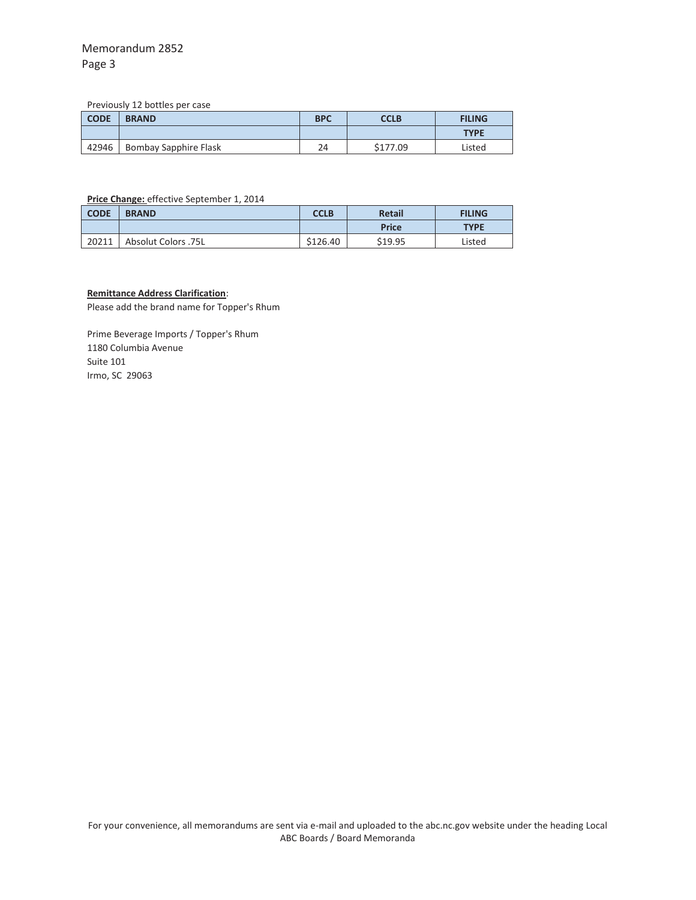Previously 12 bottles per case

| CODE | BRAND | BPC | CCLB | FILING TYPE |
|---|---|---|---|---|
| 42946 | Bombay Sapphire Flask | 24 | $177.09 | Listed |

**Price Change:** effective September 1, 2014

| CODE | BRAND | CCLB | Retail Price | FILING TYPE |
|---|---|---|---|---|
| 20211 | Absolut Colors .75L | $126.40 | $19.95 | Listed |

**Remittance Address Clarification**:
Please add the brand name for Topper's Rhum

Prime Beverage Imports / Topper's Rhum
1180 Columbia Avenue
Suite 101
Irmo, SC 29063

For your convenience, all memorandums are sent via e-mail and uploaded to the abc.nc.gov website under the heading Local ABC Boards / Board Memoranda